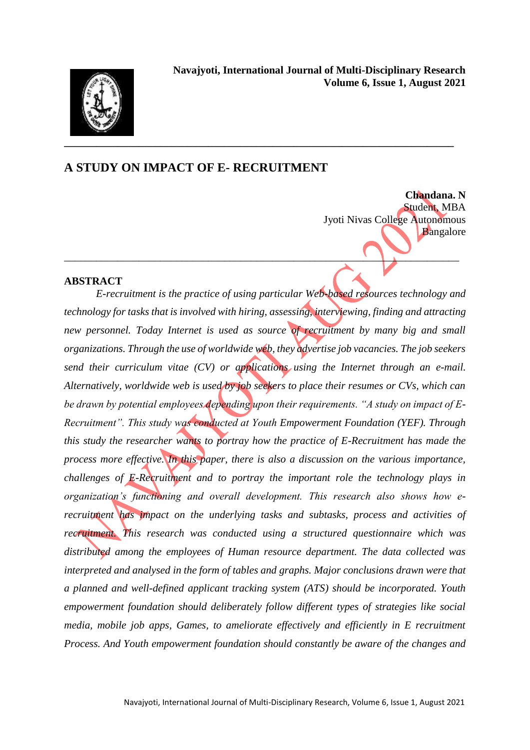# A STUDY ON IMPACT OF E- RECRUITMENT

**Chandana. N**
Student, MBA
Jyoti Nivas College Autonomous
Bangalore

## ABSTRACT

*E-recruitment is the practice of using particular Web-based resources technology and technology for tasks that is involved with hiring, assessing, interviewing, finding and attracting new personnel. Today Internet is used as source of recruitment by many big and small organizations. Through the use of worldwide web, they advertise job vacancies. The job seekers send their curriculum vitae (CV) or applications using the Internet through an e-mail. Alternatively, worldwide web is used by job seekers to place their resumes or CVs, which can be drawn by potential employees depending upon their requirements. "A study on impact of E-Recruitment". This study was conducted at Youth Empowerment Foundation (YEF). Through this study the researcher wants to portray how the practice of E-Recruitment has made the process more effective. In this paper, there is also a discussion on the various importance, challenges of E-Recruitment and to portray the important role the technology plays in organization's functioning and overall development. This research also shows how e-recruitment has impact on the underlying tasks and subtasks, process and activities of recruitment. This research was conducted using a structured questionnaire which was distributed among the employees of Human resource department. The data collected was interpreted and analysed in the form of tables and graphs. Major conclusions drawn were that a planned and well-defined applicant tracking system (ATS) should be incorporated. Youth empowerment foundation should deliberately follow different types of strategies like social media, mobile job apps, Games, to ameliorate effectively and efficiently in E recruitment Process. And Youth empowerment foundation should constantly be aware of the changes and*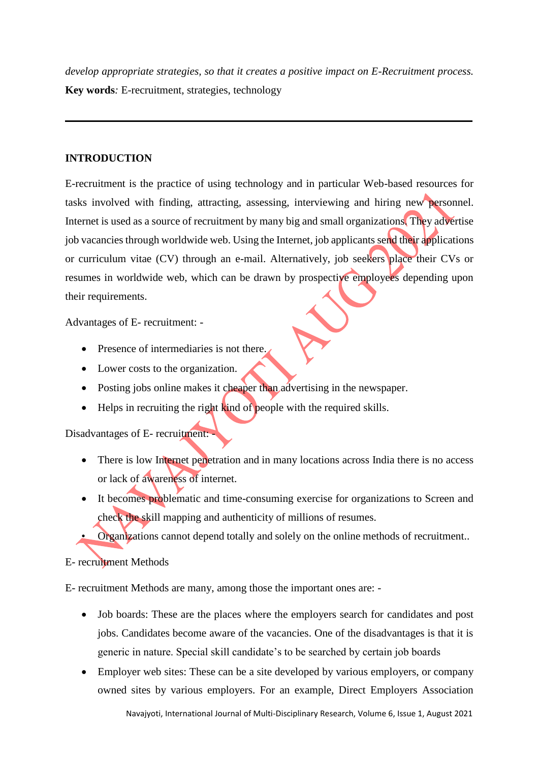*develop appropriate strategies, so that it creates a positive impact on E-Recruitment process.*

**Key words***:* E-recruitment, strategies, technology

---

## INTRODUCTION

E-recruitment is the practice of using technology and in particular Web-based resources for tasks involved with finding, attracting, assessing, interviewing and hiring new personnel. Internet is used as a source of recruitment by many big and small organizations. They advertise job vacancies through worldwide web. Using the Internet, job applicants send their applications or curriculum vitae (CV) through an e-mail. Alternatively, job seekers place their CVs or resumes in worldwide web, which can be drawn by prospective employees depending upon their requirements.

Advantages of E- recruitment: -

- Presence of intermediaries is not there.
- Lower costs to the organization.
- Posting jobs online makes it cheaper than advertising in the newspaper.
- Helps in recruiting the right kind of people with the required skills.

Disadvantages of E- recruitment: -

- There is low Internet penetration and in many locations across India there is no access or lack of awareness of internet.
- It becomes problematic and time-consuming exercise for organizations to Screen and check the skill mapping and authenticity of millions of resumes.
- Organizations cannot depend totally and solely on the online methods of recruitment..

E- recruitment Methods

E- recruitment Methods are many, among those the important ones are: -

- Job boards: These are the places where the employers search for candidates and post jobs. Candidates become aware of the vacancies. One of the disadvantages is that it is generic in nature. Special skill candidate's to be searched by certain job boards
- Employer web sites: These can be a site developed by various employers, or company owned sites by various employers. For an example, Direct Employers Association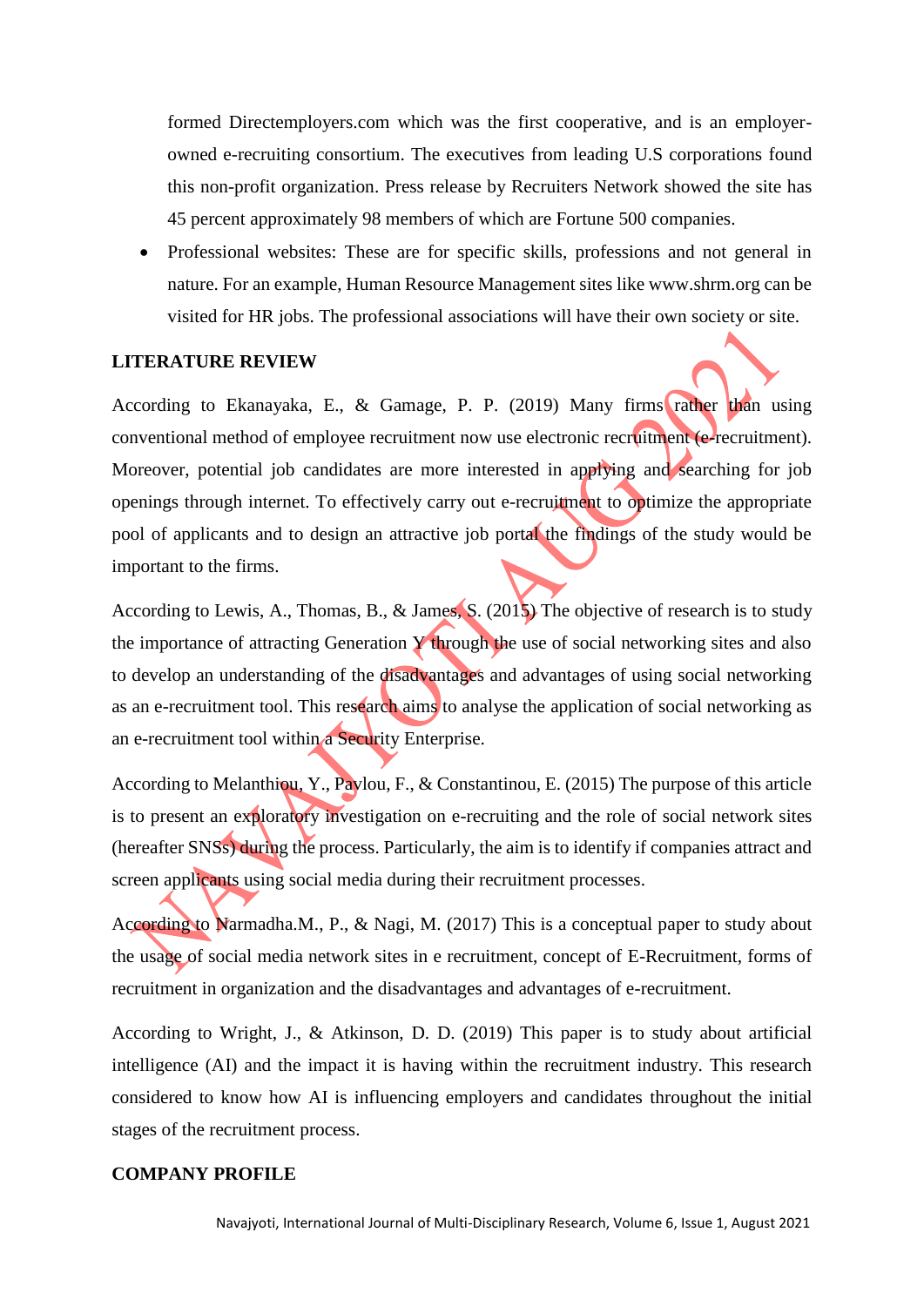formed Directemployers.com which was the first cooperative, and is an employer-owned e-recruiting consortium. The executives from leading U.S corporations found this non-profit organization. Press release by Recruiters Network showed the site has 45 percent approximately 98 members of which are Fortune 500 companies.

- Professional websites: These are for specific skills, professions and not general in nature. For an example, Human Resource Management sites like www.shrm.org can be visited for HR jobs. The professional associations will have their own society or site.

## LITERATURE REVIEW

According to Ekanayaka, E., & Gamage, P. P. (2019) Many firms rather than using conventional method of employee recruitment now use electronic recruitment (e-recruitment). Moreover, potential job candidates are more interested in applying and searching for job openings through internet. To effectively carry out e-recruitment to optimize the appropriate pool of applicants and to design an attractive job portal the findings of the study would be important to the firms.

According to Lewis, A., Thomas, B., & James, S. (2015) The objective of research is to study the importance of attracting Generation Y through the use of social networking sites and also to develop an understanding of the disadvantages and advantages of using social networking as an e-recruitment tool. This research aims to analyse the application of social networking as an e-recruitment tool within a Security Enterprise.

According to Melanthiou, Y., Pavlou, F., & Constantinou, E. (2015) The purpose of this article is to present an exploratory investigation on e-recruiting and the role of social network sites (hereafter SNSs) during the process. Particularly, the aim is to identify if companies attract and screen applicants using social media during their recruitment processes.

According to Narmadha.M., P., & Nagi, M. (2017) This is a conceptual paper to study about the usage of social media network sites in e recruitment, concept of E-Recruitment, forms of recruitment in organization and the disadvantages and advantages of e-recruitment.

According to Wright, J., & Atkinson, D. D. (2019) This paper is to study about artificial intelligence (AI) and the impact it is having within the recruitment industry. This research considered to know how AI is influencing employers and candidates throughout the initial stages of the recruitment process.

## COMPANY PROFILE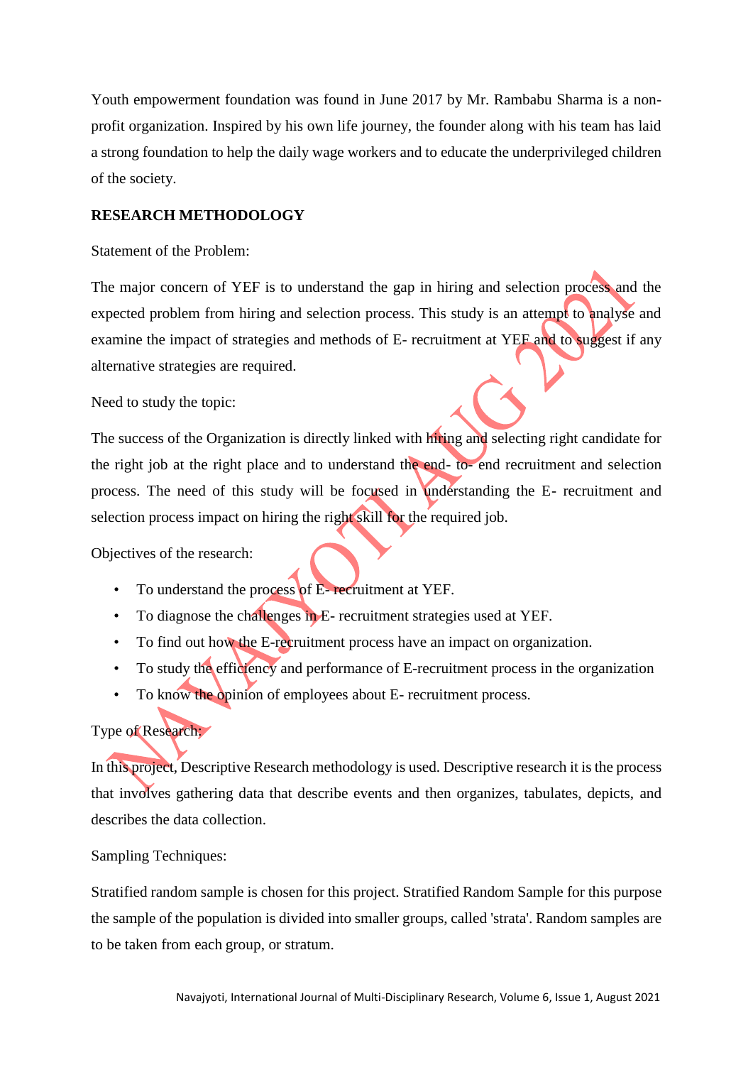Youth empowerment foundation was found in June 2017 by Mr. Rambabu Sharma is a non-profit organization. Inspired by his own life journey, the founder along with his team has laid a strong foundation to help the daily wage workers and to educate the underprivileged children of the society.

## RESEARCH METHODOLOGY

Statement of the Problem:

The major concern of YEF is to understand the gap in hiring and selection process and the expected problem from hiring and selection process. This study is an attempt to analyse and examine the impact of strategies and methods of E- recruitment at YEF and to suggest if any alternative strategies are required.

Need to study the topic:

The success of the Organization is directly linked with hiring and selecting right candidate for the right job at the right place and to understand the end- to- end recruitment and selection process. The need of this study will be focused in understanding the E- recruitment and selection process impact on hiring the right skill for the required job.

Objectives of the research:

- To understand the process of E- recruitment at YEF.
- To diagnose the challenges in E- recruitment strategies used at YEF.
- To find out how the E-recruitment process have an impact on organization.
- To study the efficiency and performance of E-recruitment process in the organization
- To know the opinion of employees about E- recruitment process.

Type of Research:

In this project, Descriptive Research methodology is used. Descriptive research it is the process that involves gathering data that describe events and then organizes, tabulates, depicts, and describes the data collection.

Sampling Techniques:

Stratified random sample is chosen for this project. Stratified Random Sample for this purpose the sample of the population is divided into smaller groups, called 'strata'. Random samples are to be taken from each group, or stratum.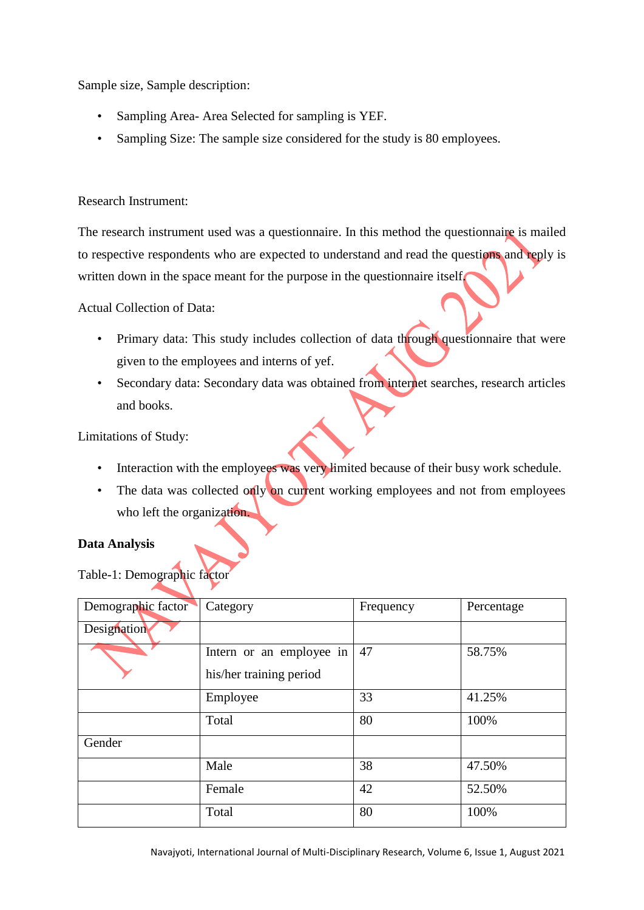Sample size, Sample description:

- Sampling Area- Area Selected for sampling is YEF.
- Sampling Size: The sample size considered for the study is 80 employees.

Research Instrument:

The research instrument used was a questionnaire. In this method the questionnaire is mailed to respective respondents who are expected to understand and read the questions and reply is written down in the space meant for the purpose in the questionnaire itself.

Actual Collection of Data:

- Primary data: This study includes collection of data through questionnaire that were given to the employees and interns of yef.
- Secondary data: Secondary data was obtained from internet searches, research articles and books.

Limitations of Study:

- Interaction with the employees was very limited because of their busy work schedule.
- The data was collected only on current working employees and not from employees who left the organization.

**Data Analysis**

Table-1: Demographic factor

| Demographic factor | Category | Frequency | Percentage |
|---|---|---|---|
| Designation | | | |
| | Intern or an employee in his/her training period | 47 | 58.75% |
| | Employee | 33 | 41.25% |
| | Total | 80 | 100% |
| Gender | | | |
| | Male | 38 | 47.50% |
| | Female | 42 | 52.50% |
| | Total | 80 | 100% |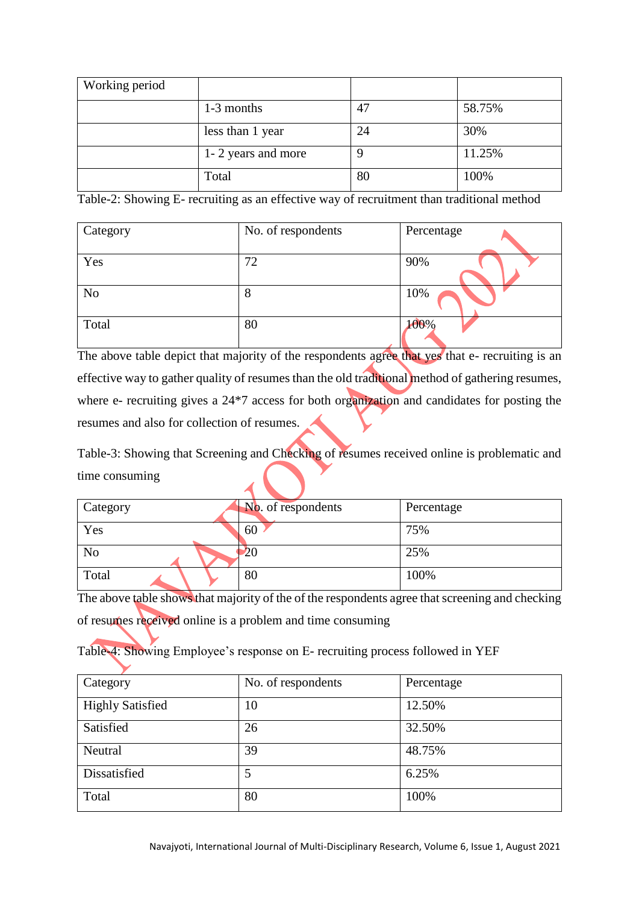| Working period | | | |
|---|---|---|---|
| | 1-3 months | 47 | 58.75% |
| | less than 1 year | 24 | 30% |
| | 1- 2 years and more | 9 | 11.25% |
| | Total | 80 | 100% |

Table-2: Showing E- recruiting as an effective way of recruitment than traditional method

| Category | No. of respondents | Percentage |
|---|---|---|
| Yes | 72 | 90% |
| No | 8 | 10% |
| Total | 80 | 100% |

The above table depict that majority of the respondents agree that yes that e- recruiting is an effective way to gather quality of resumes than the old traditional method of gathering resumes, where e- recruiting gives a 24*7 access for both organization and candidates for posting the resumes and also for collection of resumes.

Table-3: Showing that Screening and Checking of resumes received online is problematic and time consuming

| Category | No. of respondents | Percentage |
|---|---|---|
| Yes | 60 | 75% |
| No | 20 | 25% |
| Total | 80 | 100% |

The above table shows that majority of the of the respondents agree that screening and checking of resumes received online is a problem and time consuming

Table-4: Showing Employee's response on E- recruiting process followed in YEF

| Category | No. of respondents | Percentage |
|---|---|---|
| Highly Satisfied | 10 | 12.50% |
| Satisfied | 26 | 32.50% |
| Neutral | 39 | 48.75% |
| Dissatisfied | 5 | 6.25% |
| Total | 80 | 100% |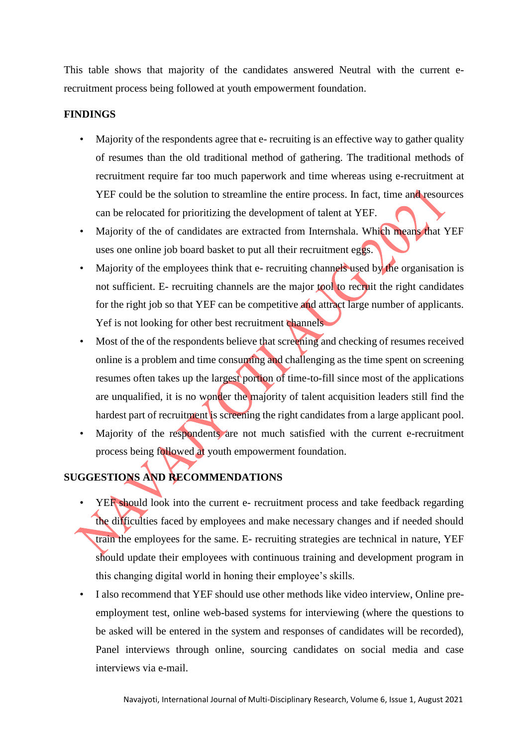This table shows that majority of the candidates answered Neutral with the current e-recruitment process being followed at youth empowerment foundation.

**FINDINGS**

- Majority of the respondents agree that e- recruiting is an effective way to gather quality of resumes than the old traditional method of gathering. The traditional methods of recruitment require far too much paperwork and time whereas using e-recruitment at YEF could be the solution to streamline the entire process. In fact, time and resources can be relocated for prioritizing the development of talent at YEF.
- Majority of the of candidates are extracted from Internshala. Which means that YEF uses one online job board basket to put all their recruitment eggs.
- Majority of the employees think that e- recruiting channels used by the organisation is not sufficient. E- recruiting channels are the major tool to recruit the right candidates for the right job so that YEF can be competitive and attract large number of applicants. Yef is not looking for other best recruitment channels
- Most of the of the respondents believe that screening and checking of resumes received online is a problem and time consuming and challenging as the time spent on screening resumes often takes up the largest portion of time-to-fill since most of the applications are unqualified, it is no wonder the majority of talent acquisition leaders still find the hardest part of recruitment is screening the right candidates from a large applicant pool.
- Majority of the respondents are not much satisfied with the current e-recruitment process being followed at youth empowerment foundation.

**SUGGESTIONS AND RECOMMENDATIONS**

- YEF should look into the current e- recruitment process and take feedback regarding the difficulties faced by employees and make necessary changes and if needed should train the employees for the same. E- recruiting strategies are technical in nature, YEF should update their employees with continuous training and development program in this changing digital world in honing their employee's skills.
- I also recommend that YEF should use other methods like video interview, Online pre-employment test, online web-based systems for interviewing (where the questions to be asked will be entered in the system and responses of candidates will be recorded), Panel interviews through online, sourcing candidates on social media and case interviews via e-mail.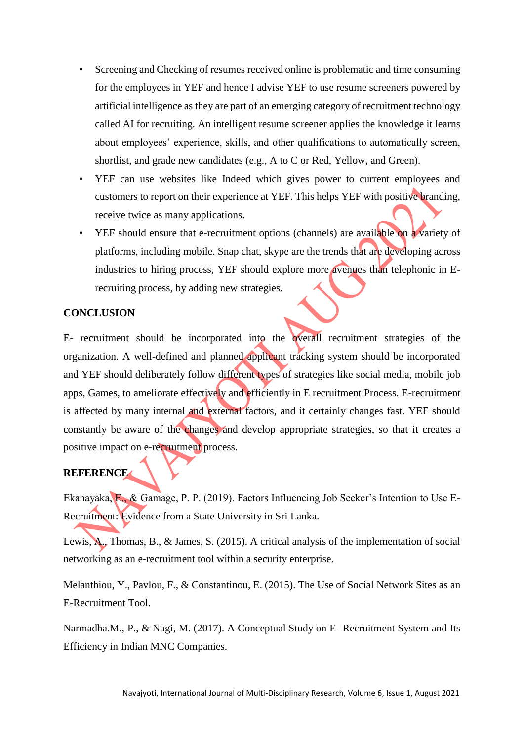- Screening and Checking of resumes received online is problematic and time consuming for the employees in YEF and hence I advise YEF to use resume screeners powered by artificial intelligence as they are part of an emerging category of recruitment technology called AI for recruiting. An intelligent resume screener applies the knowledge it learns about employees' experience, skills, and other qualifications to automatically screen, shortlist, and grade new candidates (e.g., A to C or Red, Yellow, and Green).
- YEF can use websites like Indeed which gives power to current employees and customers to report on their experience at YEF. This helps YEF with positive branding, receive twice as many applications.
- YEF should ensure that e-recruitment options (channels) are available on a variety of platforms, including mobile. Snap chat, skype are the trends that are developing across industries to hiring process, YEF should explore more avenues than telephonic in E-recruiting process, by adding new strategies.

## CONCLUSION

E- recruitment should be incorporated into the overall recruitment strategies of the organization. A well-defined and planned applicant tracking system should be incorporated and YEF should deliberately follow different types of strategies like social media, mobile job apps, Games, to ameliorate effectively and efficiently in E recruitment Process. E-recruitment is affected by many internal and external factors, and it certainly changes fast. YEF should constantly be aware of the changes and develop appropriate strategies, so that it creates a positive impact on e-recruitment process.

## REFERENCE

Ekanayaka, E., & Gamage, P. P. (2019). Factors Influencing Job Seeker's Intention to Use E-Recruitment: Evidence from a State University in Sri Lanka.

Lewis, A., Thomas, B., & James, S. (2015). A critical analysis of the implementation of social networking as an e-recruitment tool within a security enterprise.

Melanthiou, Y., Pavlou, F., & Constantinou, E. (2015). The Use of Social Network Sites as an E-Recruitment Tool.

Narmadha.M., P., & Nagi, M. (2017). A Conceptual Study on E- Recruitment System and Its Efficiency in Indian MNC Companies.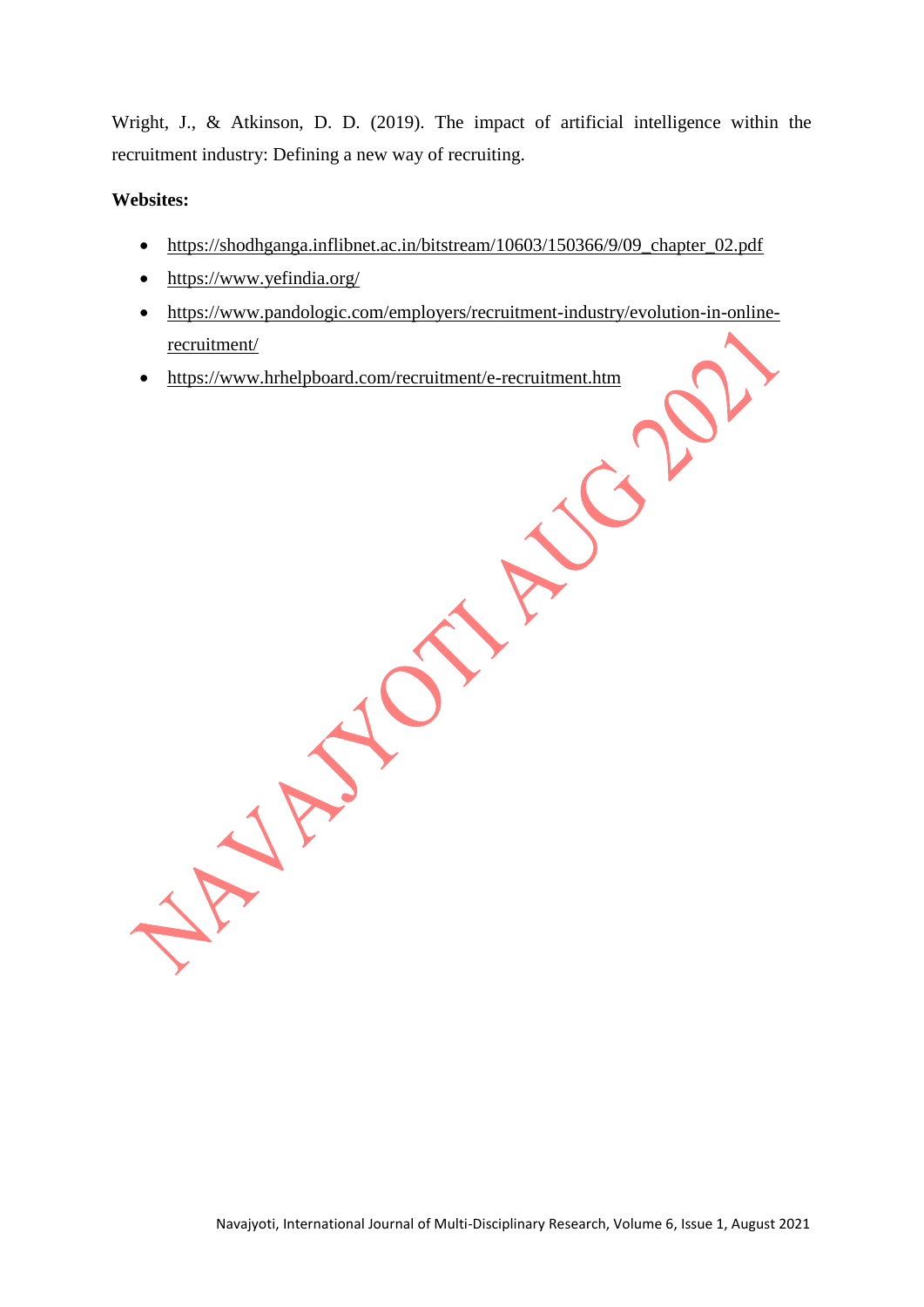Wright, J., & Atkinson, D. D. (2019). The impact of artificial intelligence within the recruitment industry: Defining a new way of recruiting.

**Websites:**

- https://shodhganga.inflibnet.ac.in/bitstream/10603/150366/9/09_chapter_02.pdf
- https://www.yefindia.org/
- https://www.pandologic.com/employers/recruitment-industry/evolution-in-online-recruitment/
- https://www.hrhelpboard.com/recruitment/e-recruitment.htm